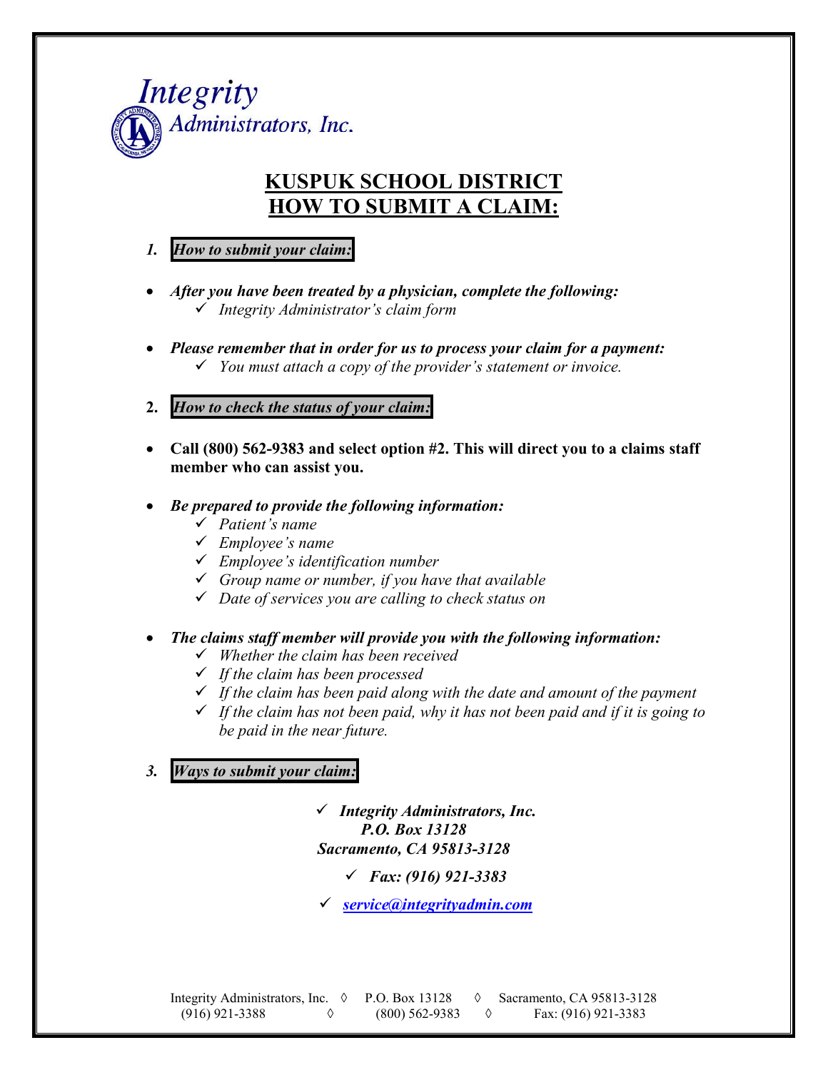Integrity Administrators, Inc.

# KUSPUK SCHOOL DISTRICT
# HOW TO SUBMIT A CLAIM:

1. ***How to submit your claim:***

- ***After you have been treated by a physician, complete the following:***
  - ✓ *Integrity Administrator's claim form*

- ***Please remember that in order for us to process your claim for a payment:***
  - ✓ *You must attach a copy of the provider's statement or invoice.*

2. ***How to check the status of your claim:***

- **Call (800) 562-9383 and select option #2. This will direct you to a claims staff member who can assist you.**

- ***Be prepared to provide the following information:***
  - ✓ *Patient's name*
  - ✓ *Employee's name*
  - ✓ *Employee's identification number*
  - ✓ *Group name or number, if you have that available*
  - ✓ *Date of services you are calling to check status on*

- ***The claims staff member will provide you with the following information:***
  - ✓ *Whether the claim has been received*
  - ✓ *If the claim has been processed*
  - ✓ *If the claim has been paid along with the date and amount of the payment*
  - ✓ *If the claim has not been paid, why it has not been paid and if it is going to be paid in the near future.*

3. ***Ways to submit your claim:***

✓ ***Integrity Administrators, Inc.***
***P.O. Box 13128***
***Sacramento, CA 95813-3128***

✓ ***Fax: (916) 921-3383***

✓ ***service@integrityadmin.com***

Integrity Administrators, Inc. ◊ P.O. Box 13128 ◊ Sacramento, CA 95813-3128
(916) 921-3388 ◊ (800) 562-9383 ◊ Fax: (916) 921-3383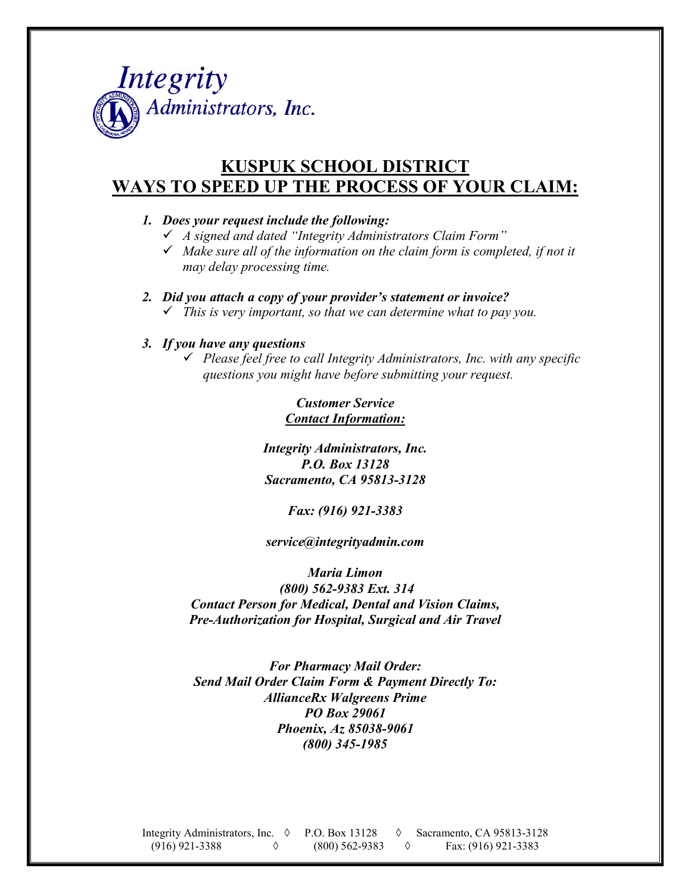Integrity
Administrators, Inc.

# KUSPUK SCHOOL DISTRICT
# WAYS TO SPEED UP THE PROCESS OF YOUR CLAIM:

1. ***Does your request include the following:***
   - ✓ *A signed and dated "Integrity Administrators Claim Form"*
   - ✓ *Make sure all of the information on the claim form is completed, if not it may delay processing time.*

2. ***Did you attach a copy of your provider's statement or invoice?***
   - ✓ *This is very important, so that we can determine what to pay you.*

3. ***If you have any questions***
   - ✓ *Please feel free to call Integrity Administrators, Inc. with any specific questions you might have before submitting your request.*

***Customer Service***
***Contact Information:***

***Integrity Administrators, Inc.***
***P.O. Box 13128***
***Sacramento, CA 95813-3128***

***Fax: (916) 921-3383***

***service@integrityadmin.com***

***Maria Limon***
***(800) 562-9383 Ext. 314***
***Contact Person for Medical, Dental and Vision Claims,***
***Pre-Authorization for Hospital, Surgical and Air Travel***

***For Pharmacy Mail Order:***
***Send Mail Order Claim Form & Payment Directly To:***
***AllianceRx Walgreens Prime***
***PO Box 29061***
***Phoenix, Az 85038-9061***
***(800) 345-1985***

Integrity Administrators, Inc. ◊ P.O. Box 13128 ◊ Sacramento, CA 95813-3128
(916) 921-3388 ◊ (800) 562-9383 ◊ Fax: (916) 921-3383